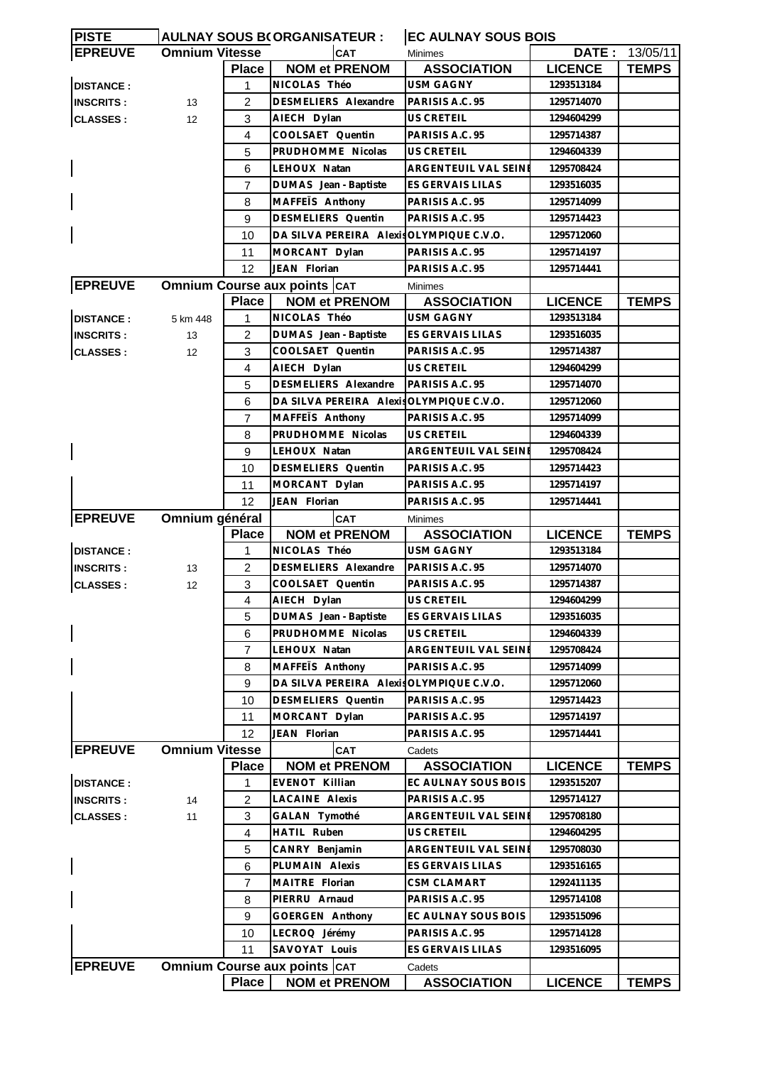| PISTE | AULNAY SOUS BOIS | ORGANISATEUR : | | EC AULNAY SOUS BOIS | | |
|---|---|---|---|---|---|---|
| **EPREUVE** | **Omnium Vitesse** | | CAT | Minimes | DATE : | 13/05/11 |
| | | **Place** | **NOM et PRENOM** | **ASSOCIATION** | **LICENCE** | **TEMPS** |
| **DISTANCE :** | | 1 | NICOLAS Théo | USM GAGNY | 1293513184 | |
| **INSCRITS :** | 13 | 2 | DESMELIERS Alexandre | PARISIS A.C. 95 | 1295714070 | |
| **CLASSES :** | 12 | 3 | AIECH Dylan | US CRETEIL | 1294604299 | |
| | | 4 | COOLSAET Quentin | PARISIS A.C. 95 | 1295714387 | |
| | | 5 | PRUDHOMME Nicolas | US CRETEIL | 1294604339 | |
| | | 6 | LEHOUX Natan | ARGENTEUIL VAL SEINE | 1295708424 | |
| | | 7 | DUMAS Jean - Baptiste | ES GERVAIS LILAS | 1293516035 | |
| | | 8 | MAFFEÏS Anthony | PARISIS A.C. 95 | 1295714099 | |
| | | 9 | DESMELIERS Quentin | PARISIS A.C. 95 | 1295714423 | |
| | | 10 | DA SILVA PEREIRA Alexis | OLYMPIQUE C.V.O. | 1295712060 | |
| | | 11 | MORCANT Dylan | PARISIS A.C. 95 | 1295714197 | |
| | | 12 | JEAN Florian | PARISIS A.C. 95 | 1295714441 | |
| **EPREUVE** | **Omnium Course aux points** | | CAT | Minimes | | |
| | | **Place** | **NOM et PRENOM** | **ASSOCIATION** | **LICENCE** | **TEMPS** |
| **DISTANCE :** | 5 km 448 | 1 | NICOLAS Théo | USM GAGNY | 1293513184 | |
| **INSCRITS :** | 13 | 2 | DUMAS Jean - Baptiste | ES GERVAIS LILAS | 1293516035 | |
| **CLASSES :** | 12 | 3 | COOLSAET Quentin | PARISIS A.C. 95 | 1295714387 | |
| | | 4 | AIECH Dylan | US CRETEIL | 1294604299 | |
| | | 5 | DESMELIERS Alexandre | PARISIS A.C. 95 | 1295714070 | |
| | | 6 | DA SILVA PEREIRA Alexis | OLYMPIQUE C.V.O. | 1295712060 | |
| | | 7 | MAFFEÏS Anthony | PARISIS A.C. 95 | 1295714099 | |
| | | 8 | PRUDHOMME Nicolas | US CRETEIL | 1294604339 | |
| | | 9 | LEHOUX Natan | ARGENTEUIL VAL SEINE | 1295708424 | |
| | | 10 | DESMELIERS Quentin | PARISIS A.C. 95 | 1295714423 | |
| | | 11 | MORCANT Dylan | PARISIS A.C. 95 | 1295714197 | |
| | | 12 | JEAN Florian | PARISIS A.C. 95 | 1295714441 | |
| **EPREUVE** | **Omnium général** | | CAT | Minimes | | |
| | | **Place** | **NOM et PRENOM** | **ASSOCIATION** | **LICENCE** | **TEMPS** |
| **DISTANCE :** | | 1 | NICOLAS Théo | USM GAGNY | 1293513184 | |
| **INSCRITS :** | 13 | 2 | DESMELIERS Alexandre | PARISIS A.C. 95 | 1295714070 | |
| **CLASSES :** | 12 | 3 | COOLSAET Quentin | PARISIS A.C. 95 | 1295714387 | |
| | | 4 | AIECH Dylan | US CRETEIL | 1294604299 | |
| | | 5 | DUMAS Jean - Baptiste | ES GERVAIS LILAS | 1293516035 | |
| | | 6 | PRUDHOMME Nicolas | US CRETEIL | 1294604339 | |
| | | 7 | LEHOUX Natan | ARGENTEUIL VAL SEINE | 1295708424 | |
| | | 8 | MAFFEÏS Anthony | PARISIS A.C. 95 | 1295714099 | |
| | | 9 | DA SILVA PEREIRA Alexis | OLYMPIQUE C.V.O. | 1295712060 | |
| | | 10 | DESMELIERS Quentin | PARISIS A.C. 95 | 1295714423 | |
| | | 11 | MORCANT Dylan | PARISIS A.C. 95 | 1295714197 | |
| | | 12 | JEAN Florian | PARISIS A.C. 95 | 1295714441 | |
| **EPREUVE** | **Omnium Vitesse** | | CAT | Cadets | | |
| | | **Place** | **NOM et PRENOM** | **ASSOCIATION** | **LICENCE** | **TEMPS** |
| **DISTANCE :** | | 1 | EVENOT Killian | EC AULNAY SOUS BOIS | 1293515207 | |
| **INSCRITS :** | 14 | 2 | LACAINE Alexis | PARISIS A.C. 95 | 1295714127 | |
| **CLASSES :** | 11 | 3 | GALAN Tymothé | ARGENTEUIL VAL SEINE | 1295708180 | |
| | | 4 | HATIL Ruben | US CRETEIL | 1294604295 | |
| | | 5 | CANRY Benjamin | ARGENTEUIL VAL SEINE | 1295708030 | |
| | | 6 | PLUMAIN Alexis | ES GERVAIS LILAS | 1293516165 | |
| | | 7 | MAITRE Florian | CSM CLAMART | 1292411135 | |
| | | 8 | PIERRU Arnaud | PARISIS A.C. 95 | 1295714108 | |
| | | 9 | GOERGEN Anthony | EC AULNAY SOUS BOIS | 1293515096 | |
| | | 10 | LECROQ Jérémy | PARISIS A.C. 95 | 1295714128 | |
| | | 11 | SAVOYAT Louis | ES GERVAIS LILAS | 1293516095 | |
| **EPREUVE** | **Omnium Course aux points** | | CAT | Cadets | | |
| | | **Place** | **NOM et PRENOM** | **ASSOCIATION** | **LICENCE** | **TEMPS** |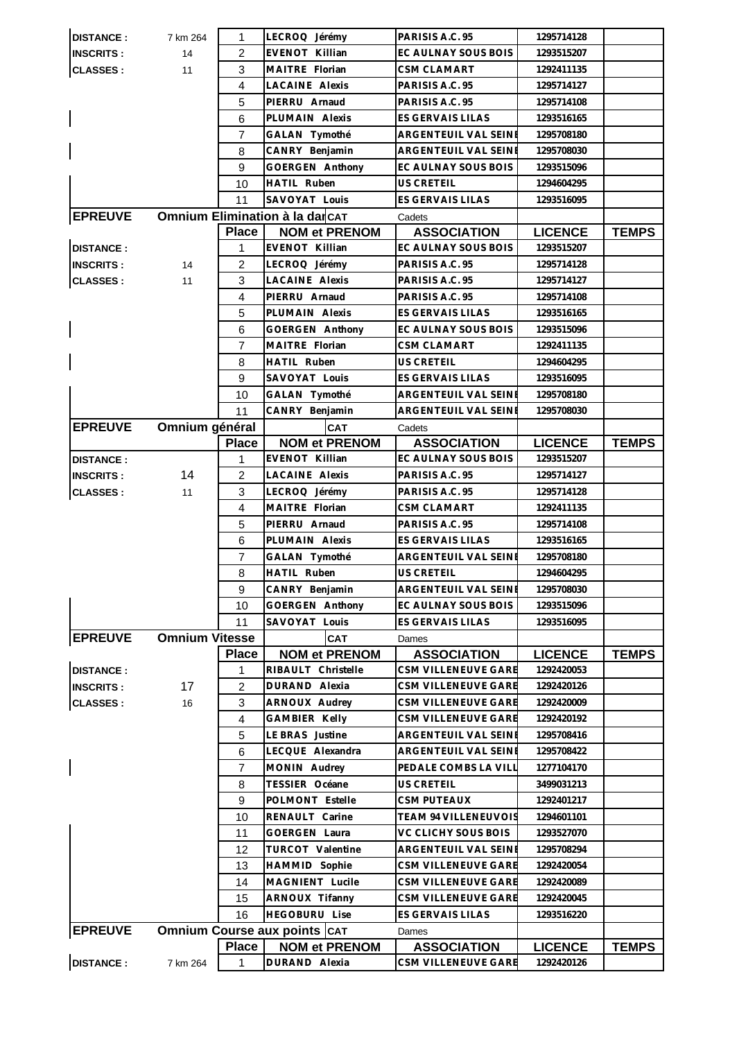| | | | | | | |
|---|---|---|---|---|---|---|
| **DISTANCE :** | 7 km 264 | 1 | **LECROQ Jérémy** | **PARISIS A.C. 95** | 1295714128 | |
| **INSCRITS :** | 14 | 2 | **EVENOT Killian** | **EC AULNAY SOUS BOIS** | 1293515207 | |
| **CLASSES :** | 11 | 3 | **MAITRE Florian** | **CSM CLAMART** | 1292411135 | |
| | | 4 | **LACAINE Alexis** | **PARISIS A.C. 95** | 1295714127 | |
| | | 5 | **PIERRU Arnaud** | **PARISIS A.C. 95** | 1295714108 | |
| | | 6 | **PLUMAIN Alexis** | **ES GERVAIS LILAS** | 1293516165 | |
| | | 7 | **GALAN Tymothé** | **ARGENTEUIL VAL SEINE** | 1295708180 | |
| | | 8 | **CANRY Benjamin** | **ARGENTEUIL VAL SEINE** | 1295708030 | |
| | | 9 | **GOERGEN Anthony** | **EC AULNAY SOUS BOIS** | 1293515096 | |
| | | 10 | **HATIL Ruben** | **US CRETEIL** | 1294604295 | |
| | | 11 | **SAVOYAT Louis** | **ES GERVAIS LILAS** | 1293516095 | |

| **EPREUVE** | **Omnium Elimination à la dar** | | **CAT** | Cadets | | |
|---|---|---|---|---|---|---|
| | | **Place** | **NOM et PRENOM** | **ASSOCIATION** | **LICENCE** | **TEMPS** |
| **DISTANCE :** | | 1 | **EVENOT Killian** | **EC AULNAY SOUS BOIS** | 1293515207 | |
| **INSCRITS :** | 14 | 2 | **LECROQ Jérémy** | **PARISIS A.C. 95** | 1295714128 | |
| **CLASSES :** | 11 | 3 | **LACAINE Alexis** | **PARISIS A.C. 95** | 1295714127 | |
| | | 4 | **PIERRU Arnaud** | **PARISIS A.C. 95** | 1295714108 | |
| | | 5 | **PLUMAIN Alexis** | **ES GERVAIS LILAS** | 1293516165 | |
| | | 6 | **GOERGEN Anthony** | **EC AULNAY SOUS BOIS** | 1293515096 | |
| | | 7 | **MAITRE Florian** | **CSM CLAMART** | 1292411135 | |
| | | 8 | **HATIL Ruben** | **US CRETEIL** | 1294604295 | |
| | | 9 | **SAVOYAT Louis** | **ES GERVAIS LILAS** | 1293516095 | |
| | | 10 | **GALAN Tymothé** | **ARGENTEUIL VAL SEINE** | 1295708180 | |
| | | 11 | **CANRY Benjamin** | **ARGENTEUIL VAL SEINE** | 1295708030 | |

| **EPREUVE** | **Omnium général** | | **CAT** | Cadets | | |
|---|---|---|---|---|---|---|
| | | **Place** | **NOM et PRENOM** | **ASSOCIATION** | **LICENCE** | **TEMPS** |
| **DISTANCE :** | | 1 | **EVENOT Killian** | **EC AULNAY SOUS BOIS** | 1293515207 | |
| **INSCRITS :** | 14 | 2 | **LACAINE Alexis** | **PARISIS A.C. 95** | 1295714127 | |
| **CLASSES :** | 11 | 3 | **LECROQ Jérémy** | **PARISIS A.C. 95** | 1295714128 | |
| | | 4 | **MAITRE Florian** | **CSM CLAMART** | 1292411135 | |
| | | 5 | **PIERRU Arnaud** | **PARISIS A.C. 95** | 1295714108 | |
| | | 6 | **PLUMAIN Alexis** | **ES GERVAIS LILAS** | 1293516165 | |
| | | 7 | **GALAN Tymothé** | **ARGENTEUIL VAL SEINE** | 1295708180 | |
| | | 8 | **HATIL Ruben** | **US CRETEIL** | 1294604295 | |
| | | 9 | **CANRY Benjamin** | **ARGENTEUIL VAL SEINE** | 1295708030 | |
| | | 10 | **GOERGEN Anthony** | **EC AULNAY SOUS BOIS** | 1293515096 | |
| | | 11 | **SAVOYAT Louis** | **ES GERVAIS LILAS** | 1293516095 | |

| **EPREUVE** | **Omnium Vitesse** | | **CAT** | Dames | | |
|---|---|---|---|---|---|---|
| | | **Place** | **NOM et PRENOM** | **ASSOCIATION** | **LICENCE** | **TEMPS** |
| **DISTANCE :** | | 1 | **RIBAULT Christelle** | **CSM VILLENEUVE GARE** | 1292420053 | |
| **INSCRITS :** | 17 | 2 | **DURAND Alexia** | **CSM VILLENEUVE GARE** | 1292420126 | |
| **CLASSES :** | 16 | 3 | **ARNOUX Audrey** | **CSM VILLENEUVE GARE** | 1292420009 | |
| | | 4 | **GAMBIER Kelly** | **CSM VILLENEUVE GARE** | 1292420192 | |
| | | 5 | **LE BRAS Justine** | **ARGENTEUIL VAL SEINE** | 1295708416 | |
| | | 6 | **LECQUE Alexandra** | **ARGENTEUIL VAL SEINE** | 1295708422 | |
| | | 7 | **MONIN Audrey** | **PEDALE COMBS LA VILL** | 1277104170 | |
| | | 8 | **TESSIER Océane** | **US CRETEIL** | 3499031213 | |
| | | 9 | **POLMONT Estelle** | **CSM PUTEAUX** | 1292401217 | |
| | | 10 | **RENAULT Carine** | **TEAM 94 VILLENEUVOIS** | 1294601101 | |
| | | 11 | **GOERGEN Laura** | **VC CLICHY SOUS BOIS** | 1293527070 | |
| | | 12 | **TURCOT Valentine** | **ARGENTEUIL VAL SEINE** | 1295708294 | |
| | | 13 | **HAMMID Sophie** | **CSM VILLENEUVE GARE** | 1292420054 | |
| | | 14 | **MAGNIENT Lucile** | **CSM VILLENEUVE GARE** | 1292420089 | |
| | | 15 | **ARNOUX Tifanny** | **CSM VILLENEUVE GARE** | 1292420045 | |
| | | 16 | **HEGOBURU Lise** | **ES GERVAIS LILAS** | 1293516220 | |

| **EPREUVE** | **Omnium Course aux points** | | **CAT** | Dames | | |
|---|---|---|---|---|---|---|
| | | **Place** | **NOM et PRENOM** | **ASSOCIATION** | **LICENCE** | **TEMPS** |
| **DISTANCE :** | 7 km 264 | 1 | **DURAND Alexia** | **CSM VILLENEUVE GARE** | 1292420126 | |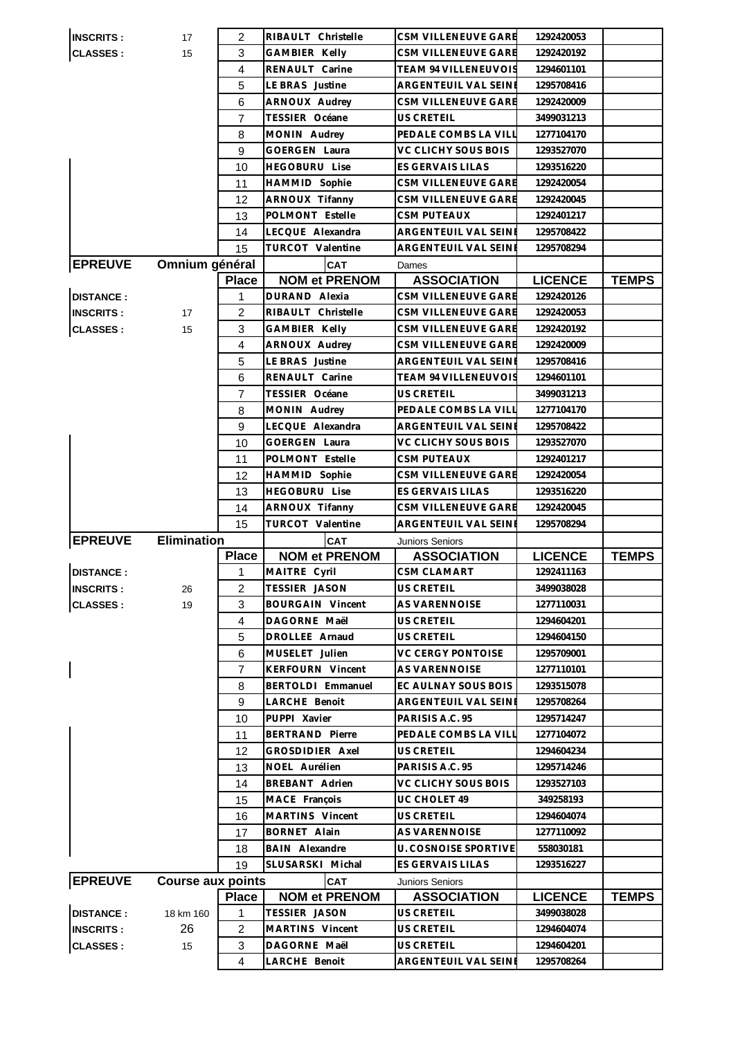| | | Place | NOM et PRENOM | ASSOCIATION | LICENCE | TEMPS |
|---|---|---|---|---|---|---|
| INSCRITS : | 17 | 2 | RIBAULT Christelle | CSM VILLENEUVE GARE | 1292420053 | |
| CLASSES : | 15 | 3 | GAMBIER Kelly | CSM VILLENEUVE GARE | 1292420192 | |
| | | 4 | RENAULT Carine | TEAM 94 VILLENEUVOIS | 1294601101 | |
| | | 5 | LE BRAS Justine | ARGENTEUIL VAL SEINE | 1295708416 | |
| | | 6 | ARNOUX Audrey | CSM VILLENEUVE GARE | 1292420009 | |
| | | 7 | TESSIER Océane | US CRETEIL | 3499031213 | |
| | | 8 | MONIN Audrey | PEDALE COMBS LA VILL | 1277104170 | |
| | | 9 | GOERGEN Laura | VC CLICHY SOUS BOIS | 1293527070 | |
| | | 10 | HEGOBURU Lise | ES GERVAIS LILAS | 1293516220 | |
| | | 11 | HAMMID Sophie | CSM VILLENEUVE GARE | 1292420054 | |
| | | 12 | ARNOUX Tifanny | CSM VILLENEUVE GARE | 1292420045 | |
| | | 13 | POLMONT Estelle | CSM PUTEAUX | 1292401217 | |
| | | 14 | LECQUE Alexandra | ARGENTEUIL VAL SEINE | 1295708422 | |
| | | 15 | TURCOT Valentine | ARGENTEUIL VAL SEINE | 1295708294 | |

| EPREUVE | Omnium général | | CAT | Dames | | |
|---|---|---|---|---|---|---|
| | | Place | NOM et PRENOM | ASSOCIATION | LICENCE | TEMPS |
| DISTANCE : | | 1 | DURAND Alexia | CSM VILLENEUVE GARE | 1292420126 | |
| INSCRITS : | 17 | 2 | RIBAULT Christelle | CSM VILLENEUVE GARE | 1292420053 | |
| CLASSES : | 15 | 3 | GAMBIER Kelly | CSM VILLENEUVE GARE | 1292420192 | |
| | | 4 | ARNOUX Audrey | CSM VILLENEUVE GARE | 1292420009 | |
| | | 5 | LE BRAS Justine | ARGENTEUIL VAL SEINE | 1295708416 | |
| | | 6 | RENAULT Carine | TEAM 94 VILLENEUVOIS | 1294601101 | |
| | | 7 | TESSIER Océane | US CRETEIL | 3499031213 | |
| | | 8 | MONIN Audrey | PEDALE COMBS LA VILL | 1277104170 | |
| | | 9 | LECQUE Alexandra | ARGENTEUIL VAL SEINE | 1295708422 | |
| | | 10 | GOERGEN Laura | VC CLICHY SOUS BOIS | 1293527070 | |
| | | 11 | POLMONT Estelle | CSM PUTEAUX | 1292401217 | |
| | | 12 | HAMMID Sophie | CSM VILLENEUVE GARE | 1292420054 | |
| | | 13 | HEGOBURU Lise | ES GERVAIS LILAS | 1293516220 | |
| | | 14 | ARNOUX Tifanny | CSM VILLENEUVE GARE | 1292420045 | |
| | | 15 | TURCOT Valentine | ARGENTEUIL VAL SEINE | 1295708294 | |

| EPREUVE | Elimination | | CAT | Juniors Seniors | | |
|---|---|---|---|---|---|---|
| | | Place | NOM et PRENOM | ASSOCIATION | LICENCE | TEMPS |
| DISTANCE : | | 1 | MAITRE Cyril | CSM CLAMART | 1292411163 | |
| INSCRITS : | 26 | 2 | TESSIER JASON | US CRETEIL | 3499038028 | |
| CLASSES : | 19 | 3 | BOURGAIN Vincent | AS VARENNOISE | 1277110031 | |
| | | 4 | DAGORNE Maël | US CRETEIL | 1294604201 | |
| | | 5 | DROLLEE Arnaud | US CRETEIL | 1294604150 | |
| | | 6 | MUSELET Julien | VC CERGY PONTOISE | 1295709001 | |
| | | 7 | KERFOURN Vincent | AS VARENNOISE | 1277110101 | |
| | | 8 | BERTOLDI Emmanuel | EC AULNAY SOUS BOIS | 1293515078 | |
| | | 9 | LARCHE Benoit | ARGENTEUIL VAL SEINE | 1295708264 | |
| | | 10 | PUPPI Xavier | PARISIS A.C. 95 | 1295714247 | |
| | | 11 | BERTRAND Pierre | PEDALE COMBS LA VILL | 1277104072 | |
| | | 12 | GROSDIDIER Axel | US CRETEIL | 1294604234 | |
| | | 13 | NOEL Aurélien | PARISIS A.C. 95 | 1295714246 | |
| | | 14 | BREBANT Adrien | VC CLICHY SOUS BOIS | 1293527103 | |
| | | 15 | MACE François | UC CHOLET 49 | 349258193 | |
| | | 16 | MARTINS Vincent | US CRETEIL | 1294604074 | |
| | | 17 | BORNET Alain | AS VARENNOISE | 1277110092 | |
| | | 18 | BAIN Alexandre | U. COSNOISE SPORTIVE | 558030181 | |
| | | 19 | SLUSARSKI Michal | ES GERVAIS LILAS | 1293516227 | |

| EPREUVE | Course aux points | | CAT | Juniors Seniors | | |
|---|---|---|---|---|---|---|
| | | Place | NOM et PRENOM | ASSOCIATION | LICENCE | TEMPS |
| DISTANCE : | 18 km 160 | 1 | TESSIER JASON | US CRETEIL | 3499038028 | |
| INSCRITS : | 26 | 2 | MARTINS Vincent | US CRETEIL | 1294604074 | |
| CLASSES : | 15 | 3 | DAGORNE Maël | US CRETEIL | 1294604201 | |
| | | 4 | LARCHE Benoit | ARGENTEUIL VAL SEINE | 1295708264 | |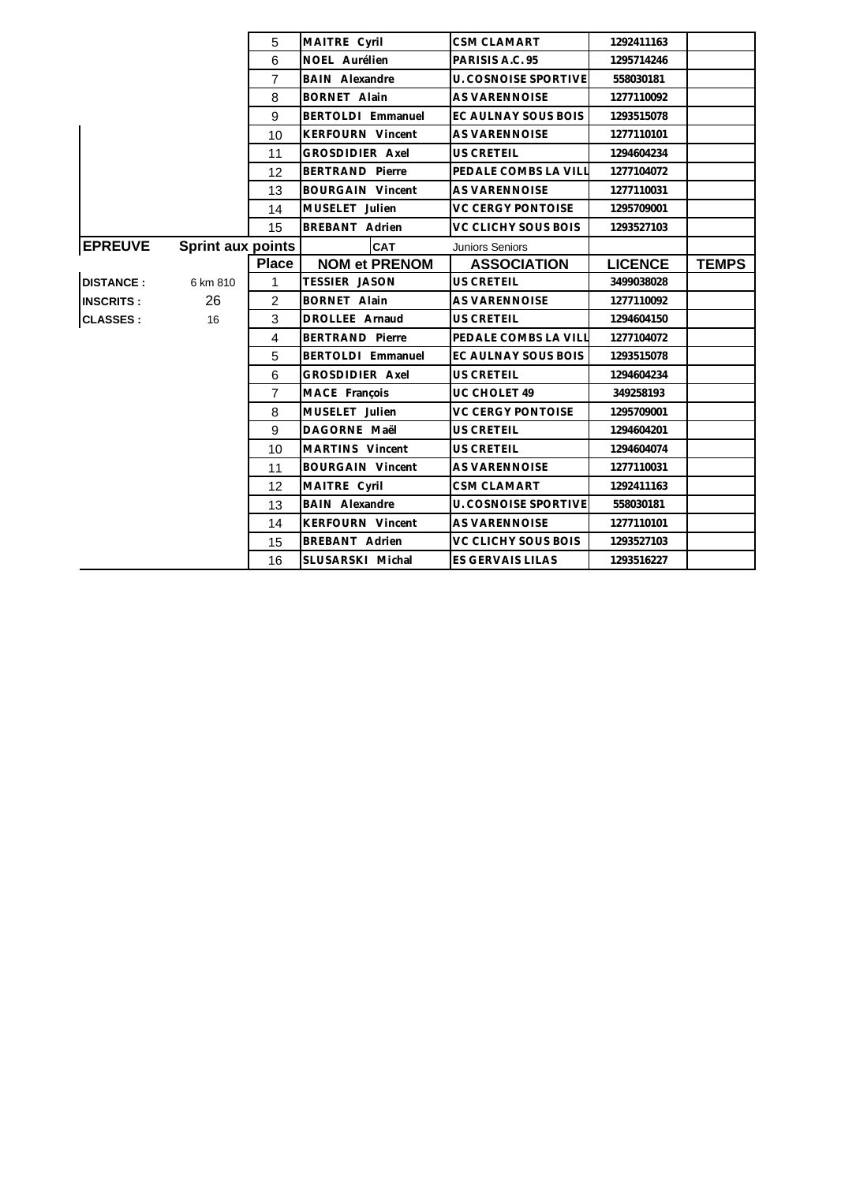| | | | | | | |
|---|---|---|---|---|---|---|
| | | 5 | MAITRE Cyril | CSM CLAMART | 1292411163 | |
| | | 6 | NOEL Aurélien | PARISIS A.C. 95 | 1295714246 | |
| | | 7 | BAIN Alexandre | U. COSNOISE SPORTIVE | 558030181 | |
| | | 8 | BORNET Alain | AS VARENNOISE | 1277110092 | |
| | | 9 | BERTOLDI Emmanuel | EC AULNAY SOUS BOIS | 1293515078 | |
| | | 10 | KERFOURN Vincent | AS VARENNOISE | 1277110101 | |
| | | 11 | GROSDIDIER Axel | US CRETEIL | 1294604234 | |
| | | 12 | BERTRAND Pierre | PEDALE COMBS LA VILL | 1277104072 | |
| | | 13 | BOURGAIN Vincent | AS VARENNOISE | 1277110031 | |
| | | 14 | MUSELET Julien | VC CERGY PONTOISE | 1295709001 | |
| | | 15 | BREBANT Adrien | VC CLICHY SOUS BOIS | 1293527103 | |

| EPREUVE | Sprint aux points | | CAT | Juniors Seniors | | |
|---|---|---|---|---|---|---|
| | | **Place** | **NOM et PRENOM** | **ASSOCIATION** | **LICENCE** | **TEMPS** |
| **DISTANCE :** | 6 km 810 | 1 | TESSIER JASON | US CRETEIL | 3499038028 | |
| **INSCRITS :** | 26 | 2 | BORNET Alain | AS VARENNOISE | 1277110092 | |
| **CLASSES :** | 16 | 3 | DROLLEE Arnaud | US CRETEIL | 1294604150 | |
| | | 4 | BERTRAND Pierre | PEDALE COMBS LA VILL | 1277104072 | |
| | | 5 | BERTOLDI Emmanuel | EC AULNAY SOUS BOIS | 1293515078 | |
| | | 6 | GROSDIDIER Axel | US CRETEIL | 1294604234 | |
| | | 7 | MACE François | UC CHOLET 49 | 349258193 | |
| | | 8 | MUSELET Julien | VC CERGY PONTOISE | 1295709001 | |
| | | 9 | DAGORNE Maël | US CRETEIL | 1294604201 | |
| | | 10 | MARTINS Vincent | US CRETEIL | 1294604074 | |
| | | 11 | BOURGAIN Vincent | AS VARENNOISE | 1277110031 | |
| | | 12 | MAITRE Cyril | CSM CLAMART | 1292411163 | |
| | | 13 | BAIN Alexandre | U. COSNOISE SPORTIVE | 558030181 | |
| | | 14 | KERFOURN Vincent | AS VARENNOISE | 1277110101 | |
| | | 15 | BREBANT Adrien | VC CLICHY SOUS BOIS | 1293527103 | |
| | | 16 | SLUSARSKI Michal | ES GERVAIS LILAS | 1293516227 | |